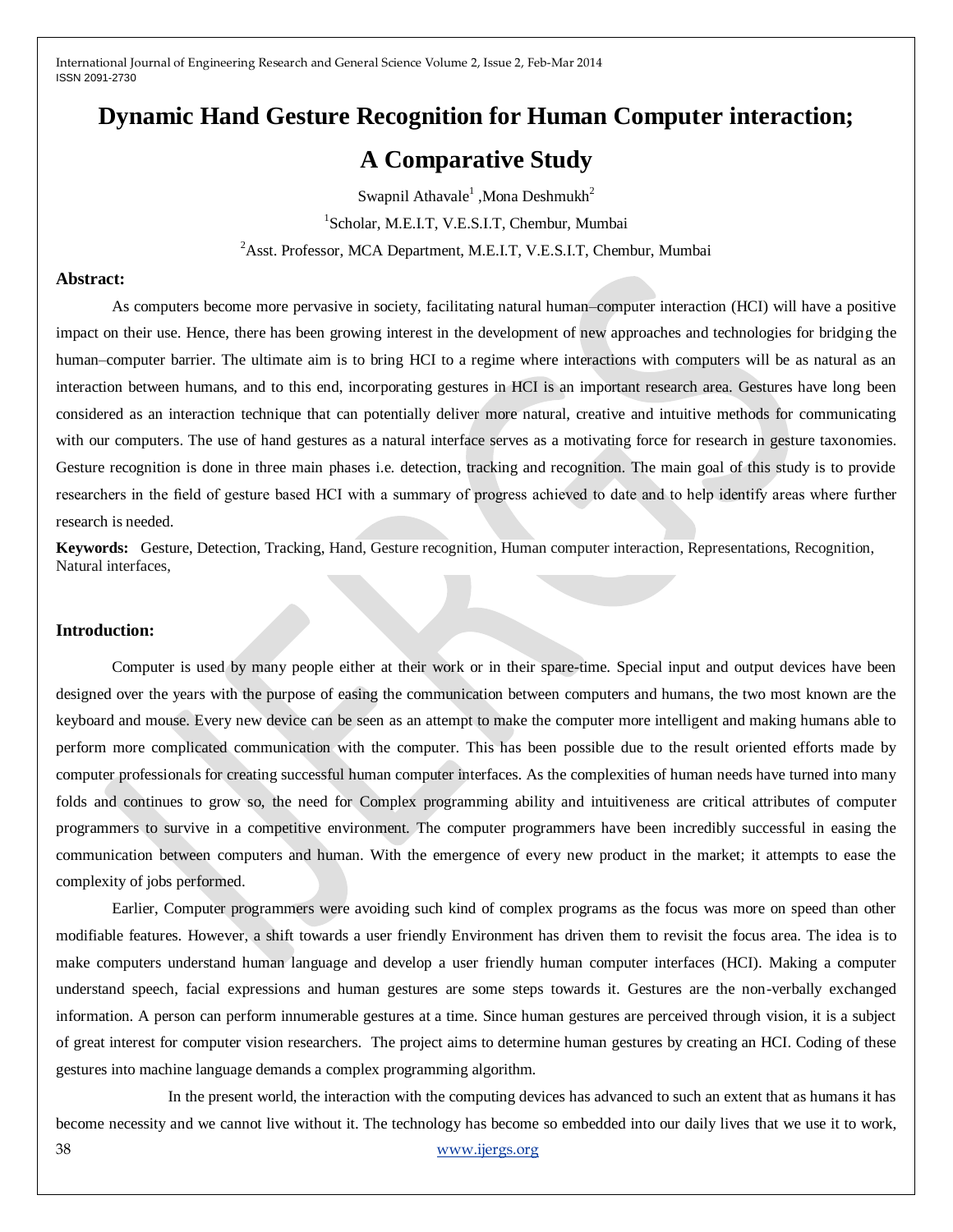# Dynamic Hand Gesture Recognition for Human Computer interaction; A Comparative Study

Swapnil Athavale[1] ,Mona Deshmukh[2]

[1]Scholar, M.E.I.T, V.E.S.I.T, Chembur, Mumbai

[2]Asst. Professor, MCA Department, M.E.I.T, V.E.S.I.T, Chembur, Mumbai

## Abstract:

As computers become more pervasive in society, facilitating natural human–computer interaction (HCI) will have a positive impact on their use. Hence, there has been growing interest in the development of new approaches and technologies for bridging the human–computer barrier. The ultimate aim is to bring HCI to a regime where interactions with computers will be as natural as an interaction between humans, and to this end, incorporating gestures in HCI is an important research area. Gestures have long been considered as an interaction technique that can potentially deliver more natural, creative and intuitive methods for communicating with our computers. The use of hand gestures as a natural interface serves as a motivating force for research in gesture taxonomies. Gesture recognition is done in three main phases i.e. detection, tracking and recognition. The main goal of this study is to provide researchers in the field of gesture based HCI with a summary of progress achieved to date and to help identify areas where further research is needed.

**Keywords:** Gesture, Detection, Tracking, Hand, Gesture recognition, Human computer interaction, Representations, Recognition, Natural interfaces,

## Introduction:

Computer is used by many people either at their work or in their spare-time. Special input and output devices have been designed over the years with the purpose of easing the communication between computers and humans, the two most known are the keyboard and mouse. Every new device can be seen as an attempt to make the computer more intelligent and making humans able to perform more complicated communication with the computer. This has been possible due to the result oriented efforts made by computer professionals for creating successful human computer interfaces. As the complexities of human needs have turned into many folds and continues to grow so, the need for Complex programming ability and intuitiveness are critical attributes of computer programmers to survive in a competitive environment. The computer programmers have been incredibly successful in easing the communication between computers and human. With the emergence of every new product in the market; it attempts to ease the complexity of jobs performed.

Earlier, Computer programmers were avoiding such kind of complex programs as the focus was more on speed than other modifiable features. However, a shift towards a user friendly Environment has driven them to revisit the focus area. The idea is to make computers understand human language and develop a user friendly human computer interfaces (HCI). Making a computer understand speech, facial expressions and human gestures are some steps towards it. Gestures are the non-verbally exchanged information. A person can perform innumerable gestures at a time. Since human gestures are perceived through vision, it is a subject of great interest for computer vision researchers. The project aims to determine human gestures by creating an HCI. Coding of these gestures into machine language demands a complex programming algorithm.

In the present world, the interaction with the computing devices has advanced to such an extent that as humans it has become necessity and we cannot live without it. The technology has become so embedded into our daily lives that we use it to work,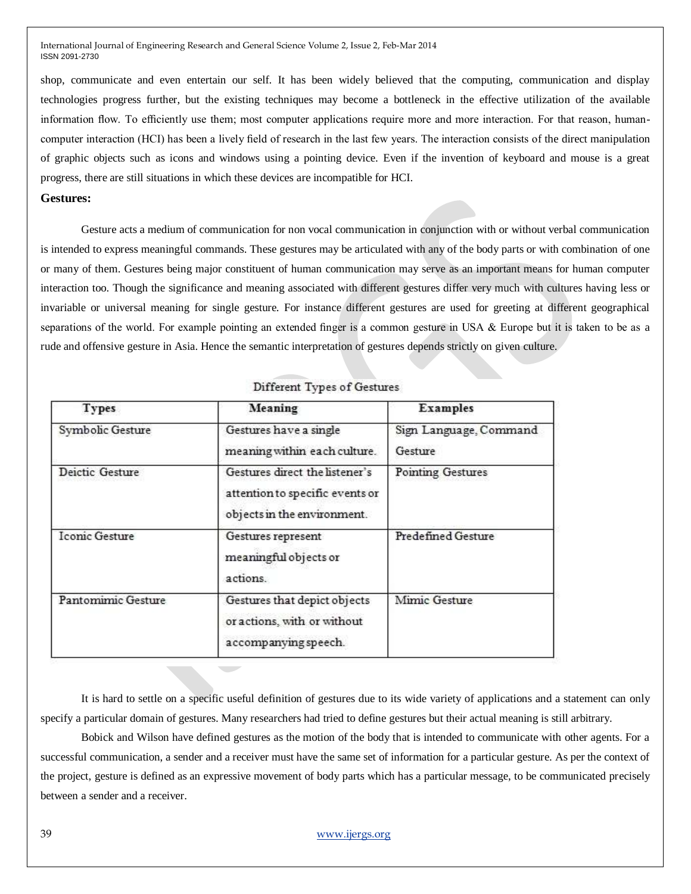shop, communicate and even entertain our self. It has been widely believed that the computing, communication and display technologies progress further, but the existing techniques may become a bottleneck in the effective utilization of the available information flow. To efficiently use them; most computer applications require more and more interaction. For that reason, human-computer interaction (HCI) has been a lively field of research in the last few years. The interaction consists of the direct manipulation of graphic objects such as icons and windows using a pointing device. Even if the invention of keyboard and mouse is a great progress, there are still situations in which these devices are incompatible for HCI.

**Gestures:**

Gesture acts a medium of communication for non vocal communication in conjunction with or without verbal communication is intended to express meaningful commands. These gestures may be articulated with any of the body parts or with combination of one or many of them. Gestures being major constituent of human communication may serve as an important means for human computer interaction too. Though the significance and meaning associated with different gestures differ very much with cultures having less or invariable or universal meaning for single gesture. For instance different gestures are used for greeting at different geographical separations of the world. For example pointing an extended finger is a common gesture in USA & Europe but it is taken to be as a rude and offensive gesture in Asia. Hence the semantic interpretation of gestures depends strictly on given culture.

Different Types of Gestures

| Types | Meaning | Examples |
|---|---|---|
| Symbolic Gesture | Gestures have a single meaning within each culture. | Sign Language, Command Gesture |
| Deictic Gesture | Gestures direct the listener's attention to specific events or objects in the environment. | Pointing Gestures |
| Iconic Gesture | Gestures represent meaningful objects or actions. | Predefined Gesture |
| Pantomimic Gesture | Gestures that depict objects or actions, with or without accompanying speech. | Mimic Gesture |

It is hard to settle on a specific useful definition of gestures due to its wide variety of applications and a statement can only specify a particular domain of gestures. Many researchers had tried to define gestures but their actual meaning is still arbitrary.

Bobick and Wilson have defined gestures as the motion of the body that is intended to communicate with other agents. For a successful communication, a sender and a receiver must have the same set of information for a particular gesture. As per the context of the project, gesture is defined as an expressive movement of body parts which has a particular message, to be communicated precisely between a sender and a receiver.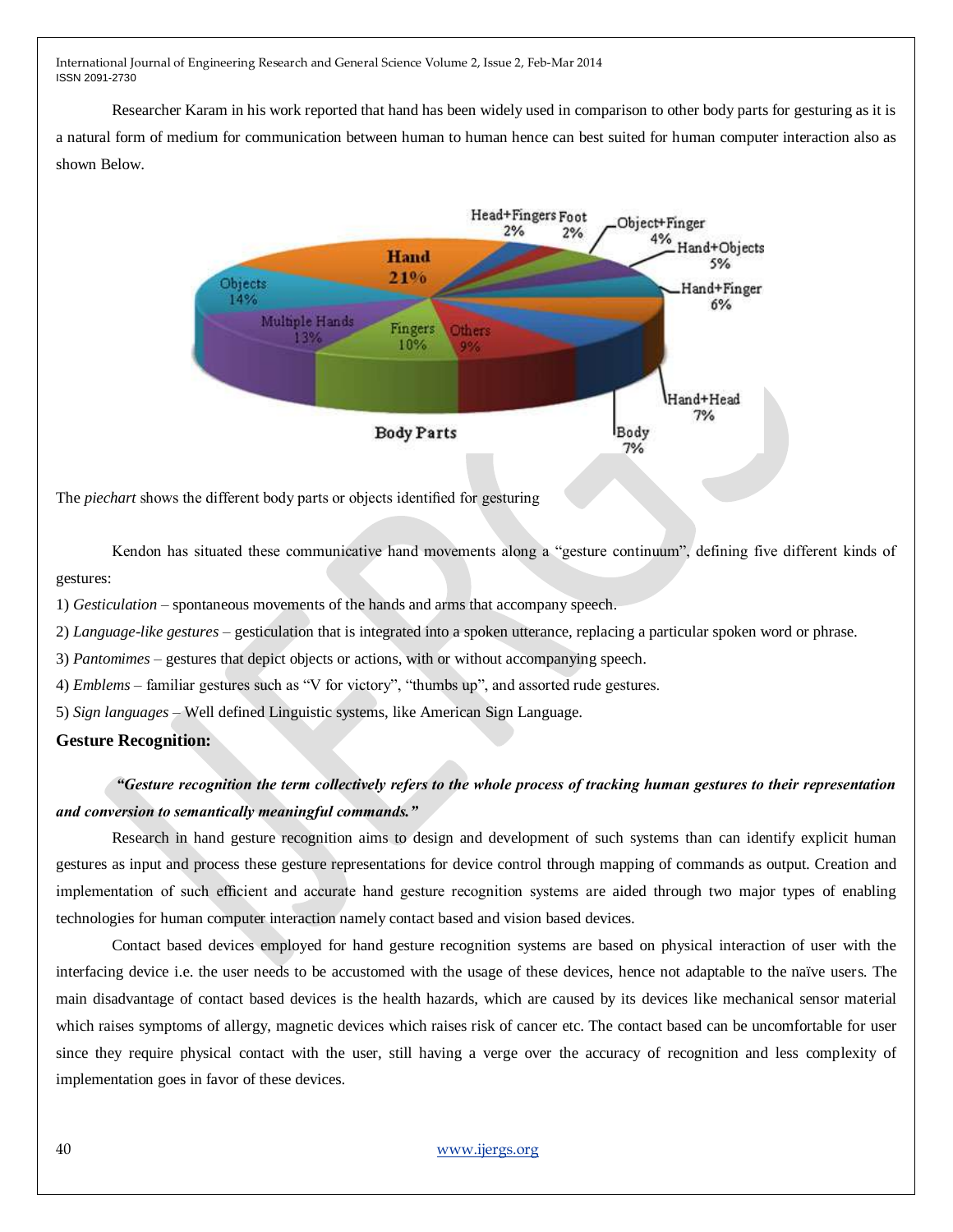Researcher Karam in his work reported that hand has been widely used in comparison to other body parts for gesturing as it is a natural form of medium for communication between human to human hence can best suited for human computer interaction also as shown Below.

The *piechart* shows the different body parts or objects identified for gesturing

Kendon has situated these communicative hand movements along a "gesture continuum", defining five different kinds of gestures:

1) *Gesticulation* – spontaneous movements of the hands and arms that accompany speech.

2) *Language-like gestures* – gesticulation that is integrated into a spoken utterance, replacing a particular spoken word or phrase.

3) *Pantomimes* – gestures that depict objects or actions, with or without accompanying speech.

4) *Emblems* – familiar gestures such as "V for victory", "thumbs up", and assorted rude gestures.

5) *Sign languages* – Well defined Linguistic systems, like American Sign Language.

### Gesture Recognition:

***"Gesture recognition the term collectively refers to the whole process of tracking human gestures to their representation and conversion to semantically meaningful commands."***

Research in hand gesture recognition aims to design and development of such systems than can identify explicit human gestures as input and process these gesture representations for device control through mapping of commands as output. Creation and implementation of such efficient and accurate hand gesture recognition systems are aided through two major types of enabling technologies for human computer interaction namely contact based and vision based devices.

Contact based devices employed for hand gesture recognition systems are based on physical interaction of user with the interfacing device i.e. the user needs to be accustomed with the usage of these devices, hence not adaptable to the naïve users. The main disadvantage of contact based devices is the health hazards, which are caused by its devices like mechanical sensor material which raises symptoms of allergy, magnetic devices which raises risk of cancer etc. The contact based can be uncomfortable for user since they require physical contact with the user, still having a verge over the accuracy of recognition and less complexity of implementation goes in favor of these devices.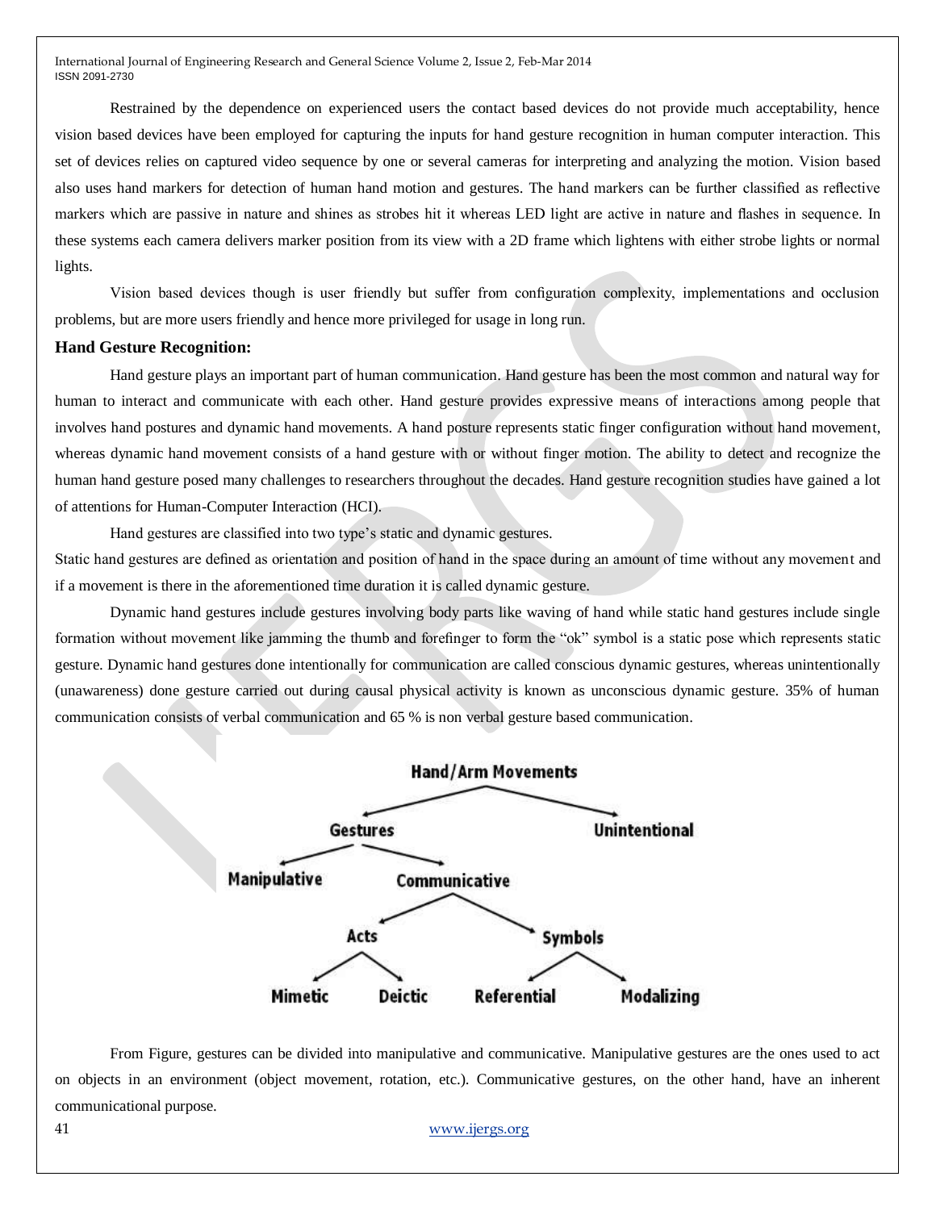Restrained by the dependence on experienced users the contact based devices do not provide much acceptability, hence vision based devices have been employed for capturing the inputs for hand gesture recognition in human computer interaction. This set of devices relies on captured video sequence by one or several cameras for interpreting and analyzing the motion. Vision based also uses hand markers for detection of human hand motion and gestures. The hand markers can be further classified as reflective markers which are passive in nature and shines as strobes hit it whereas LED light are active in nature and flashes in sequence. In these systems each camera delivers marker position from its view with a 2D frame which lightens with either strobe lights or normal lights.

Vision based devices though is user friendly but suffer from configuration complexity, implementations and occlusion problems, but are more users friendly and hence more privileged for usage in long run.

### Hand Gesture Recognition:

Hand gesture plays an important part of human communication. Hand gesture has been the most common and natural way for human to interact and communicate with each other. Hand gesture provides expressive means of interactions among people that involves hand postures and dynamic hand movements. A hand posture represents static finger configuration without hand movement, whereas dynamic hand movement consists of a hand gesture with or without finger motion. The ability to detect and recognize the human hand gesture posed many challenges to researchers throughout the decades. Hand gesture recognition studies have gained a lot of attentions for Human-Computer Interaction (HCI).

Hand gestures are classified into two type's static and dynamic gestures.

Static hand gestures are defined as orientation and position of hand in the space during an amount of time without any movement and if a movement is there in the aforementioned time duration it is called dynamic gesture.

Dynamic hand gestures include gestures involving body parts like waving of hand while static hand gestures include single formation without movement like jamming the thumb and forefinger to form the "ok" symbol is a static pose which represents static gesture. Dynamic hand gestures done intentionally for communication are called conscious dynamic gestures, whereas unintentionally (unawareness) done gesture carried out during causal physical activity is known as unconscious dynamic gesture. 35% of human communication consists of verbal communication and 65 % is non verbal gesture based communication.

- Hand/Arm Movements
  - Gestures
    - Manipulative
    - Communicative
      - Acts
        - Mimetic
        - Deictic
      - Symbols
        - Referential
        - Modalizing
  - Unintentional

From Figure, gestures can be divided into manipulative and communicative. Manipulative gestures are the ones used to act on objects in an environment (object movement, rotation, etc.). Communicative gestures, on the other hand, have an inherent communicational purpose.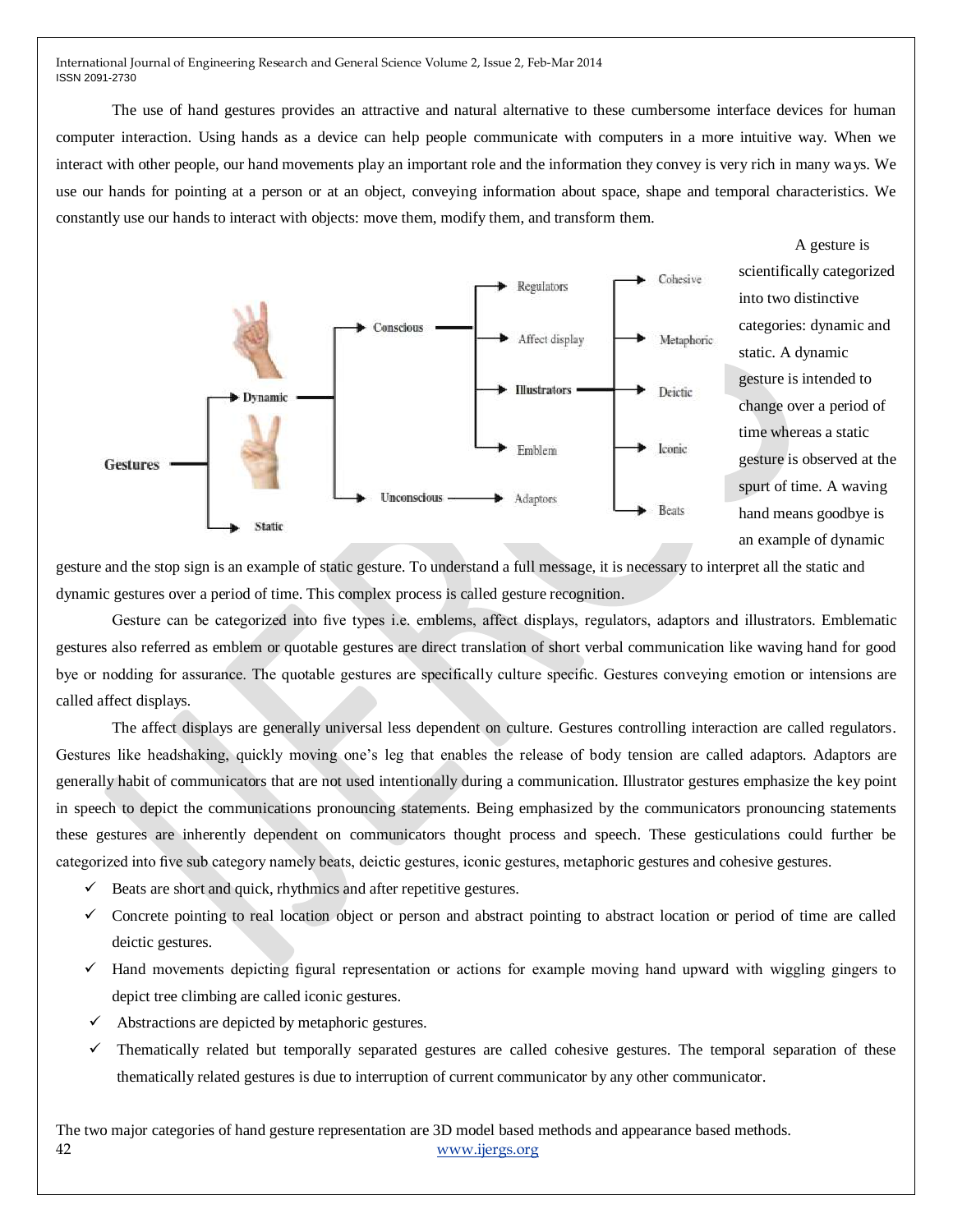The use of hand gestures provides an attractive and natural alternative to these cumbersome interface devices for human computer interaction. Using hands as a device can help people communicate with computers in a more intuitive way. When we interact with other people, our hand movements play an important role and the information they convey is very rich in many ways. We use our hands for pointing at a person or at an object, conveying information about space, shape and temporal characteristics. We constantly use our hands to interact with objects: move them, modify them, and transform them.

Gestures
Dynamic
Static
Conscious
Unconscious
Regulators
Affect display
Illustrators
Emblem
Adaptors
Cohesive
Metaphoric
Deictic
Iconic
Beats

A gesture is scientifically categorized into two distinctive categories: dynamic and static. A dynamic gesture is intended to change over a period of time whereas a static gesture is observed at the spurt of time. A waving hand means goodbye is an example of dynamic gesture and the stop sign is an example of static gesture. To understand a full message, it is necessary to interpret all the static and dynamic gestures over a period of time. This complex process is called gesture recognition.

Gesture can be categorized into five types i.e. emblems, affect displays, regulators, adaptors and illustrators. Emblematic gestures also referred as emblem or quotable gestures are direct translation of short verbal communication like waving hand for good bye or nodding for assurance. The quotable gestures are specifically culture specific. Gestures conveying emotion or intensions are called affect displays.

The affect displays are generally universal less dependent on culture. Gestures controlling interaction are called regulators. Gestures like headshaking, quickly moving one's leg that enables the release of body tension are called adaptors. Adaptors are generally habit of communicators that are not used intentionally during a communication. Illustrator gestures emphasize the key point in speech to depict the communications pronouncing statements. Being emphasized by the communicators pronouncing statements these gestures are inherently dependent on communicators thought process and speech. These gesticulations could further be categorized into five sub category namely beats, deictic gestures, iconic gestures, metaphoric gestures and cohesive gestures.

- Beats are short and quick, rhythmics and after repetitive gestures.
- Concrete pointing to real location object or person and abstract pointing to abstract location or period of time are called deictic gestures.
- Hand movements depicting figural representation or actions for example moving hand upward with wiggling gingers to depict tree climbing are called iconic gestures.
- Abstractions are depicted by metaphoric gestures.
- Thematically related but temporally separated gestures are called cohesive gestures. The temporal separation of these thematically related gestures is due to interruption of current communicator by any other communicator.

The two major categories of hand gesture representation are 3D model based methods and appearance based methods.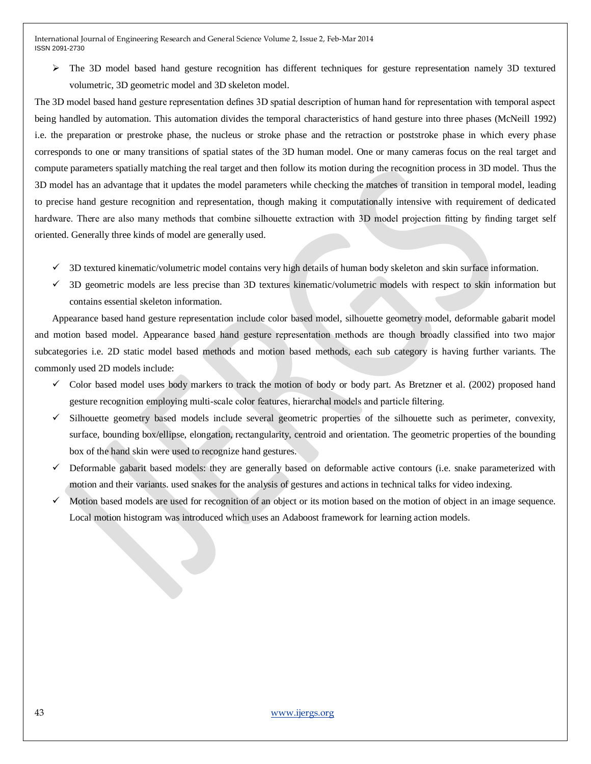- The 3D model based hand gesture recognition has different techniques for gesture representation namely 3D textured volumetric, 3D geometric model and 3D skeleton model.

The 3D model based hand gesture representation defines 3D spatial description of human hand for representation with temporal aspect being handled by automation. This automation divides the temporal characteristics of hand gesture into three phases (McNeill 1992) i.e. the preparation or prestroke phase, the nucleus or stroke phase and the retraction or poststroke phase in which every phase corresponds to one or many transitions of spatial states of the 3D human model. One or many cameras focus on the real target and compute parameters spatially matching the real target and then follow its motion during the recognition process in 3D model. Thus the 3D model has an advantage that it updates the model parameters while checking the matches of transition in temporal model, leading to precise hand gesture recognition and representation, though making it computationally intensive with requirement of dedicated hardware. There are also many methods that combine silhouette extraction with 3D model projection fitting by finding target self oriented. Generally three kinds of model are generally used.

- ✓ 3D textured kinematic/volumetric model contains very high details of human body skeleton and skin surface information.
- ✓ 3D geometric models are less precise than 3D textures kinematic/volumetric models with respect to skin information but contains essential skeleton information.

Appearance based hand gesture representation include color based model, silhouette geometry model, deformable gabarit model and motion based model. Appearance based hand gesture representation methods are though broadly classified into two major subcategories i.e. 2D static model based methods and motion based methods, each sub category is having further variants. The commonly used 2D models include:

- ✓ Color based model uses body markers to track the motion of body or body part. As Bretzner et al. (2002) proposed hand gesture recognition employing multi-scale color features, hierarchal models and particle filtering.
- ✓ Silhouette geometry based models include several geometric properties of the silhouette such as perimeter, convexity, surface, bounding box/ellipse, elongation, rectangularity, centroid and orientation. The geometric properties of the bounding box of the hand skin were used to recognize hand gestures.
- ✓ Deformable gabarit based models: they are generally based on deformable active contours (i.e. snake parameterized with motion and their variants. used snakes for the analysis of gestures and actions in technical talks for video indexing.
- ✓ Motion based models are used for recognition of an object or its motion based on the motion of object in an image sequence. Local motion histogram was introduced which uses an Adaboost framework for learning action models.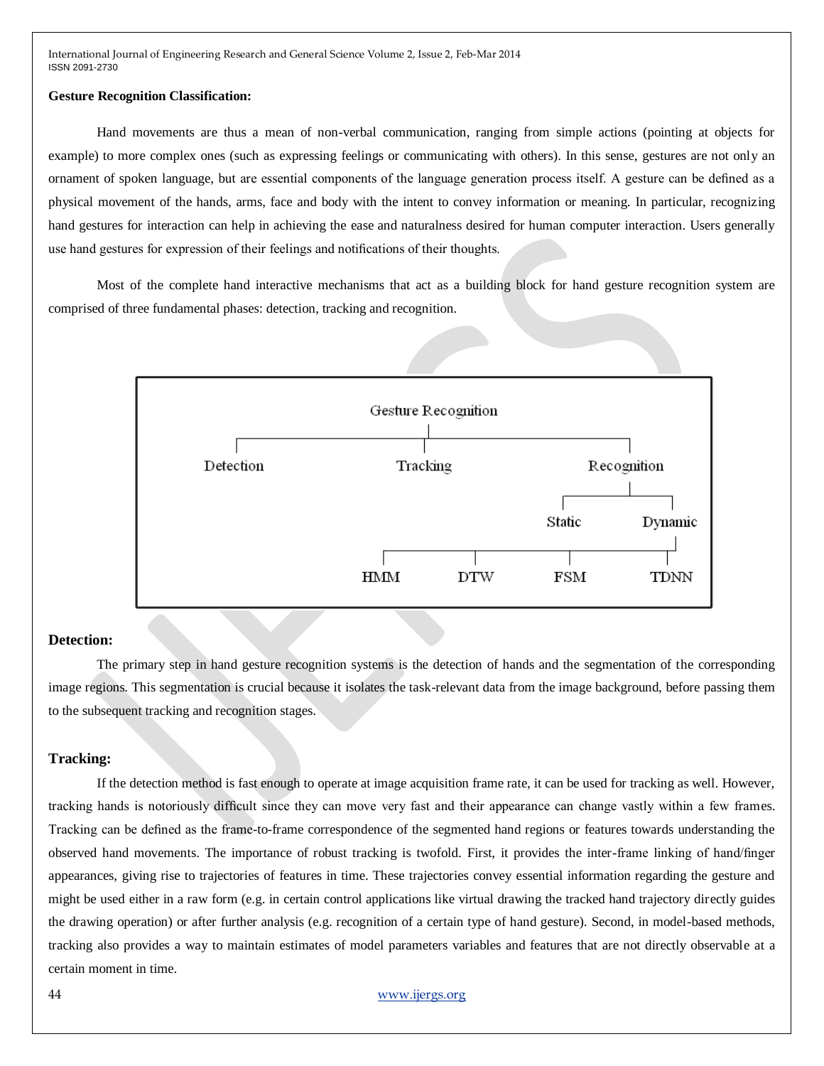**Gesture Recognition Classification:**

Hand movements are thus a mean of non-verbal communication, ranging from simple actions (pointing at objects for example) to more complex ones (such as expressing feelings or communicating with others). In this sense, gestures are not only an ornament of spoken language, but are essential components of the language generation process itself. A gesture can be defined as a physical movement of the hands, arms, face and body with the intent to convey information or meaning. In particular, recognizing hand gestures for interaction can help in achieving the ease and naturalness desired for human computer interaction. Users generally use hand gestures for expression of their feelings and notifications of their thoughts.

Most of the complete hand interactive mechanisms that act as a building block for hand gesture recognition system are comprised of three fundamental phases: detection, tracking and recognition.

```
Gesture Recognition
├── Detection
├── Tracking
└── Recognition
    ├── Static
    └── Dynamic
        ├── HMM
        ├── DTW
        ├── FSM
        └── TDNN
```

## Detection:

The primary step in hand gesture recognition systems is the detection of hands and the segmentation of the corresponding image regions. This segmentation is crucial because it isolates the task-relevant data from the image background, before passing them to the subsequent tracking and recognition stages.

## Tracking:

If the detection method is fast enough to operate at image acquisition frame rate, it can be used for tracking as well. However, tracking hands is notoriously difficult since they can move very fast and their appearance can change vastly within a few frames. Tracking can be defined as the frame-to-frame correspondence of the segmented hand regions or features towards understanding the observed hand movements. The importance of robust tracking is twofold. First, it provides the inter-frame linking of hand/finger appearances, giving rise to trajectories of features in time. These trajectories convey essential information regarding the gesture and might be used either in a raw form (e.g. in certain control applications like virtual drawing the tracked hand trajectory directly guides the drawing operation) or after further analysis (e.g. recognition of a certain type of hand gesture). Second, in model-based methods, tracking also provides a way to maintain estimates of model parameters variables and features that are not directly observable at a certain moment in time.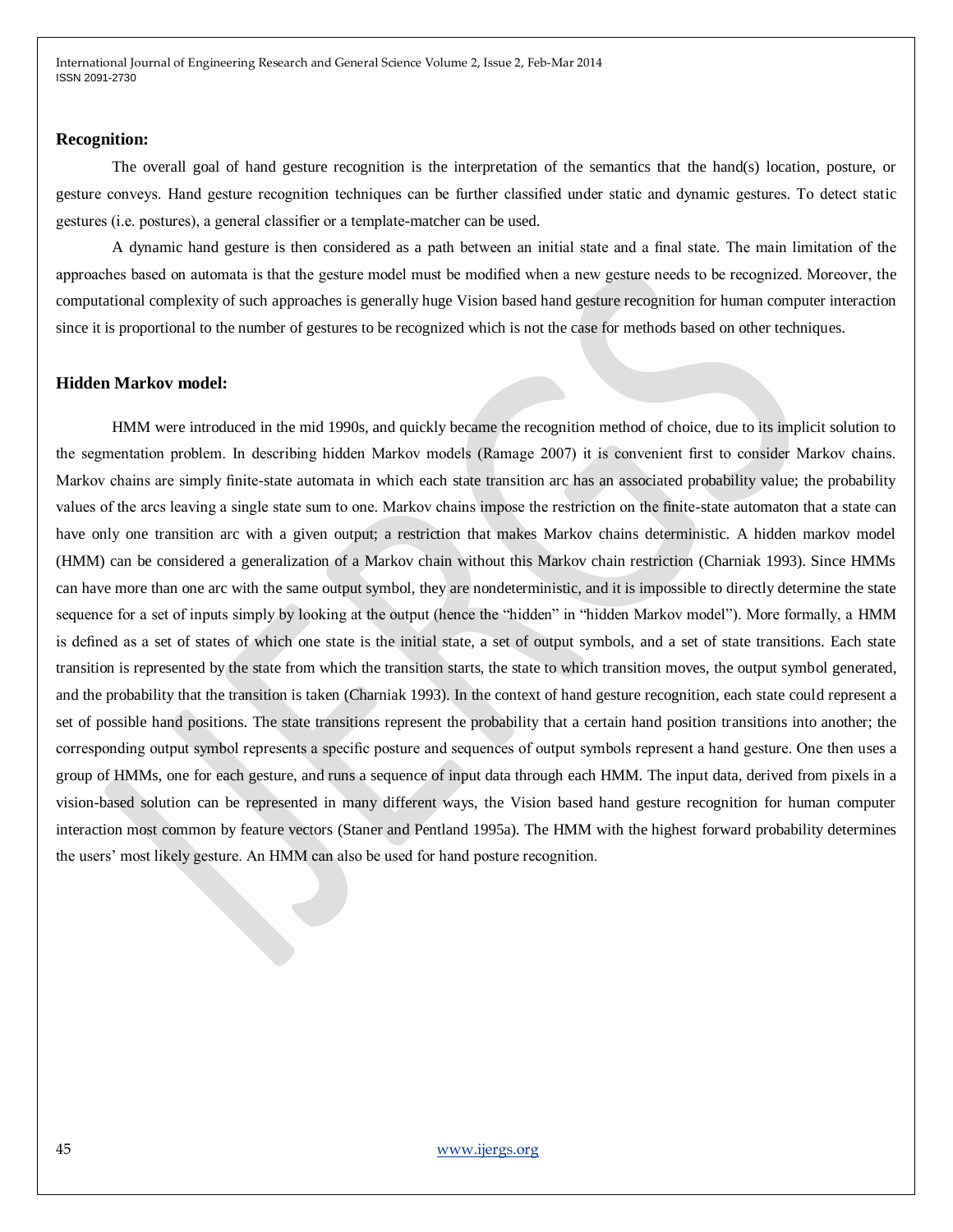### Recognition:

The overall goal of hand gesture recognition is the interpretation of the semantics that the hand(s) location, posture, or gesture conveys. Hand gesture recognition techniques can be further classified under static and dynamic gestures. To detect static gestures (i.e. postures), a general classifier or a template-matcher can be used.

A dynamic hand gesture is then considered as a path between an initial state and a final state. The main limitation of the approaches based on automata is that the gesture model must be modified when a new gesture needs to be recognized. Moreover, the computational complexity of such approaches is generally huge Vision based hand gesture recognition for human computer interaction since it is proportional to the number of gestures to be recognized which is not the case for methods based on other techniques.

### Hidden Markov model:

HMM were introduced in the mid 1990s, and quickly became the recognition method of choice, due to its implicit solution to the segmentation problem. In describing hidden Markov models (Ramage 2007) it is convenient first to consider Markov chains. Markov chains are simply finite-state automata in which each state transition arc has an associated probability value; the probability values of the arcs leaving a single state sum to one. Markov chains impose the restriction on the finite-state automaton that a state can have only one transition arc with a given output; a restriction that makes Markov chains deterministic. A hidden markov model (HMM) can be considered a generalization of a Markov chain without this Markov chain restriction (Charniak 1993). Since HMMs can have more than one arc with the same output symbol, they are nondeterministic, and it is impossible to directly determine the state sequence for a set of inputs simply by looking at the output (hence the "hidden" in "hidden Markov model"). More formally, a HMM is defined as a set of states of which one state is the initial state, a set of output symbols, and a set of state transitions. Each state transition is represented by the state from which the transition starts, the state to which transition moves, the output symbol generated, and the probability that the transition is taken (Charniak 1993). In the context of hand gesture recognition, each state could represent a set of possible hand positions. The state transitions represent the probability that a certain hand position transitions into another; the corresponding output symbol represents a specific posture and sequences of output symbols represent a hand gesture. One then uses a group of HMMs, one for each gesture, and runs a sequence of input data through each HMM. The input data, derived from pixels in a vision-based solution can be represented in many different ways, the Vision based hand gesture recognition for human computer interaction most common by feature vectors (Staner and Pentland 1995a). The HMM with the highest forward probability determines the users' most likely gesture. An HMM can also be used for hand posture recognition.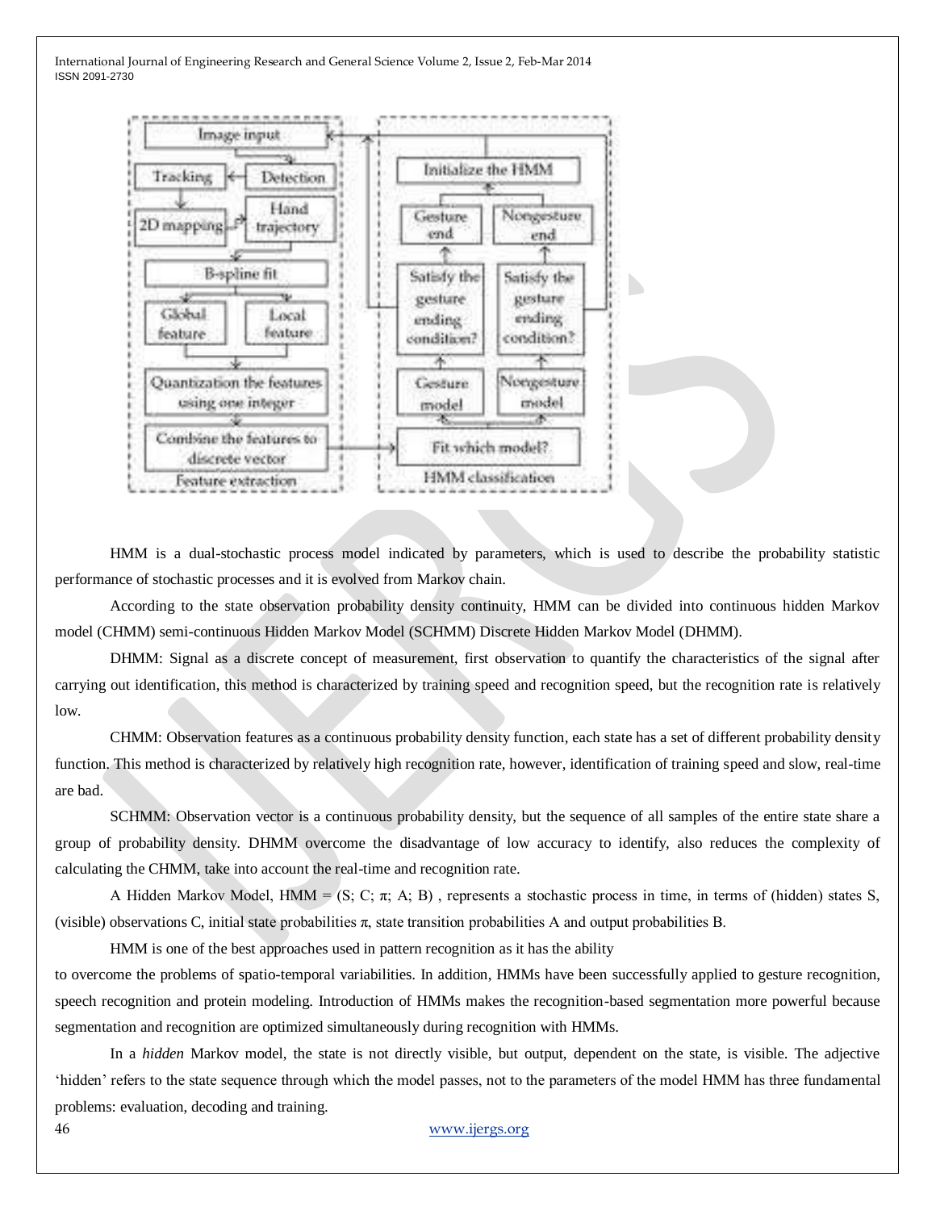HMM is a dual-stochastic process model indicated by parameters, which is used to describe the probability statistic performance of stochastic processes and it is evolved from Markov chain.

According to the state observation probability density continuity, HMM can be divided into continuous hidden Markov model (CHMM) semi-continuous Hidden Markov Model (SCHMM) Discrete Hidden Markov Model (DHMM).

DHMM: Signal as a discrete concept of measurement, first observation to quantify the characteristics of the signal after carrying out identification, this method is characterized by training speed and recognition speed, but the recognition rate is relatively low.

CHMM: Observation features as a continuous probability density function, each state has a set of different probability density function. This method is characterized by relatively high recognition rate, however, identification of training speed and slow, real-time are bad.

SCHMM: Observation vector is a continuous probability density, but the sequence of all samples of the entire state share a group of probability density. DHMM overcome the disadvantage of low accuracy to identify, also reduces the complexity of calculating the CHMM, take into account the real-time and recognition rate.

A Hidden Markov Model, HMM = (S; C; π; A; B) , represents a stochastic process in time, in terms of (hidden) states S, (visible) observations C, initial state probabilities π, state transition probabilities A and output probabilities B.

HMM is one of the best approaches used in pattern recognition as it has the ability to overcome the problems of spatio-temporal variabilities. In addition, HMMs have been successfully applied to gesture recognition, speech recognition and protein modeling. Introduction of HMMs makes the recognition-based segmentation more powerful because segmentation and recognition are optimized simultaneously during recognition with HMMs.

In a *hidden* Markov model, the state is not directly visible, but output, dependent on the state, is visible. The adjective 'hidden' refers to the state sequence through which the model passes, not to the parameters of the model HMM has three fundamental problems: evaluation, decoding and training.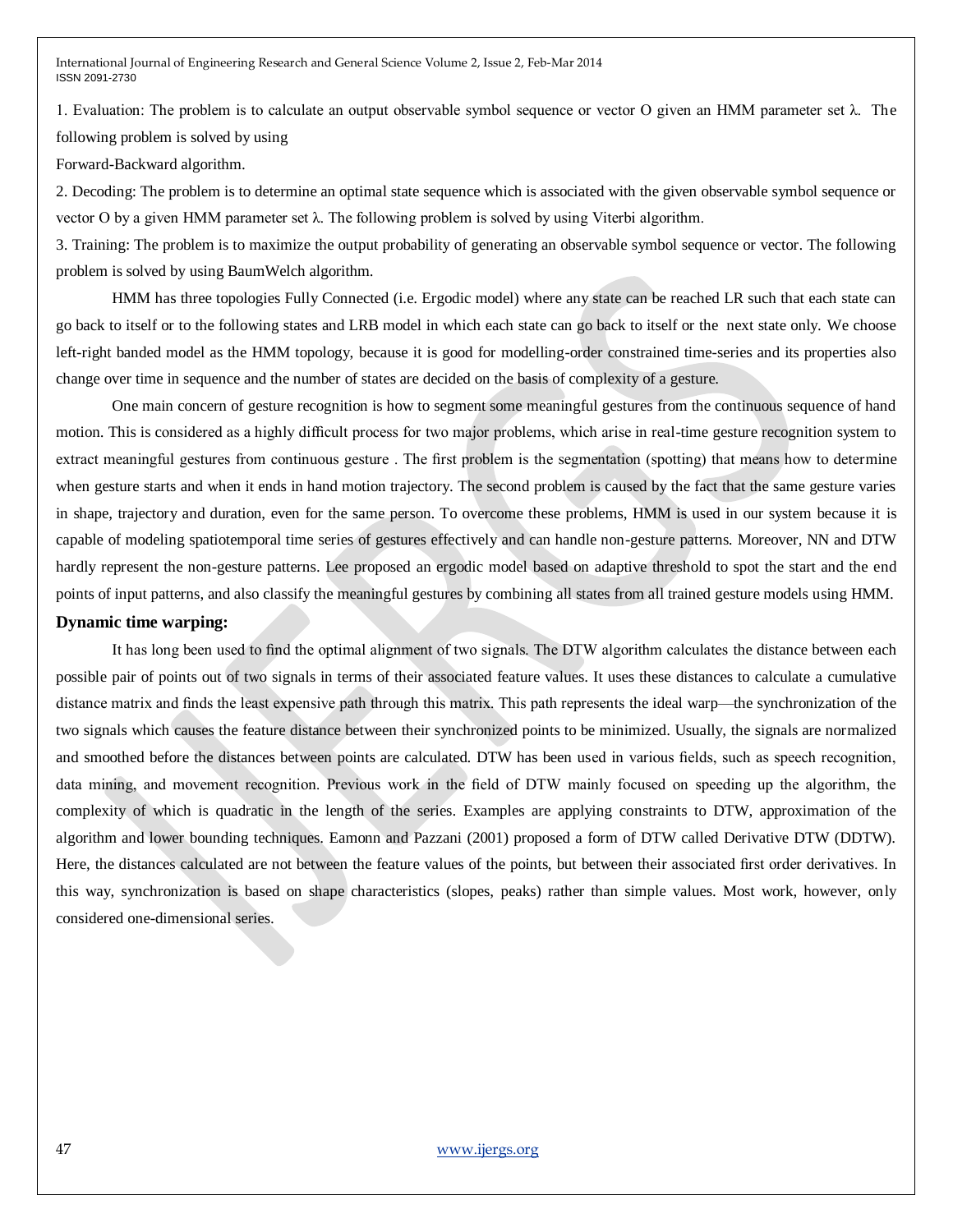1. Evaluation: The problem is to calculate an output observable symbol sequence or vector O given an HMM parameter set λ. The following problem is solved by using

Forward-Backward algorithm.

2. Decoding: The problem is to determine an optimal state sequence which is associated with the given observable symbol sequence or vector O by a given HMM parameter set λ. The following problem is solved by using Viterbi algorithm.

3. Training: The problem is to maximize the output probability of generating an observable symbol sequence or vector. The following problem is solved by using BaumWelch algorithm.

HMM has three topologies Fully Connected (i.e. Ergodic model) where any state can be reached LR such that each state can go back to itself or to the following states and LRB model in which each state can go back to itself or the next state only. We choose left-right banded model as the HMM topology, because it is good for modelling-order constrained time-series and its properties also change over time in sequence and the number of states are decided on the basis of complexity of a gesture.

One main concern of gesture recognition is how to segment some meaningful gestures from the continuous sequence of hand motion. This is considered as a highly difficult process for two major problems, which arise in real-time gesture recognition system to extract meaningful gestures from continuous gesture . The first problem is the segmentation (spotting) that means how to determine when gesture starts and when it ends in hand motion trajectory. The second problem is caused by the fact that the same gesture varies in shape, trajectory and duration, even for the same person. To overcome these problems, HMM is used in our system because it is capable of modeling spatiotemporal time series of gestures effectively and can handle non-gesture patterns. Moreover, NN and DTW hardly represent the non-gesture patterns. Lee proposed an ergodic model based on adaptive threshold to spot the start and the end points of input patterns, and also classify the meaningful gestures by combining all states from all trained gesture models using HMM.

**Dynamic time warping:**

It has long been used to find the optimal alignment of two signals. The DTW algorithm calculates the distance between each possible pair of points out of two signals in terms of their associated feature values. It uses these distances to calculate a cumulative distance matrix and finds the least expensive path through this matrix. This path represents the ideal warp—the synchronization of the two signals which causes the feature distance between their synchronized points to be minimized. Usually, the signals are normalized and smoothed before the distances between points are calculated. DTW has been used in various fields, such as speech recognition, data mining, and movement recognition. Previous work in the field of DTW mainly focused on speeding up the algorithm, the complexity of which is quadratic in the length of the series. Examples are applying constraints to DTW, approximation of the algorithm and lower bounding techniques. Eamonn and Pazzani (2001) proposed a form of DTW called Derivative DTW (DDTW). Here, the distances calculated are not between the feature values of the points, but between their associated first order derivatives. In this way, synchronization is based on shape characteristics (slopes, peaks) rather than simple values. Most work, however, only considered one-dimensional series.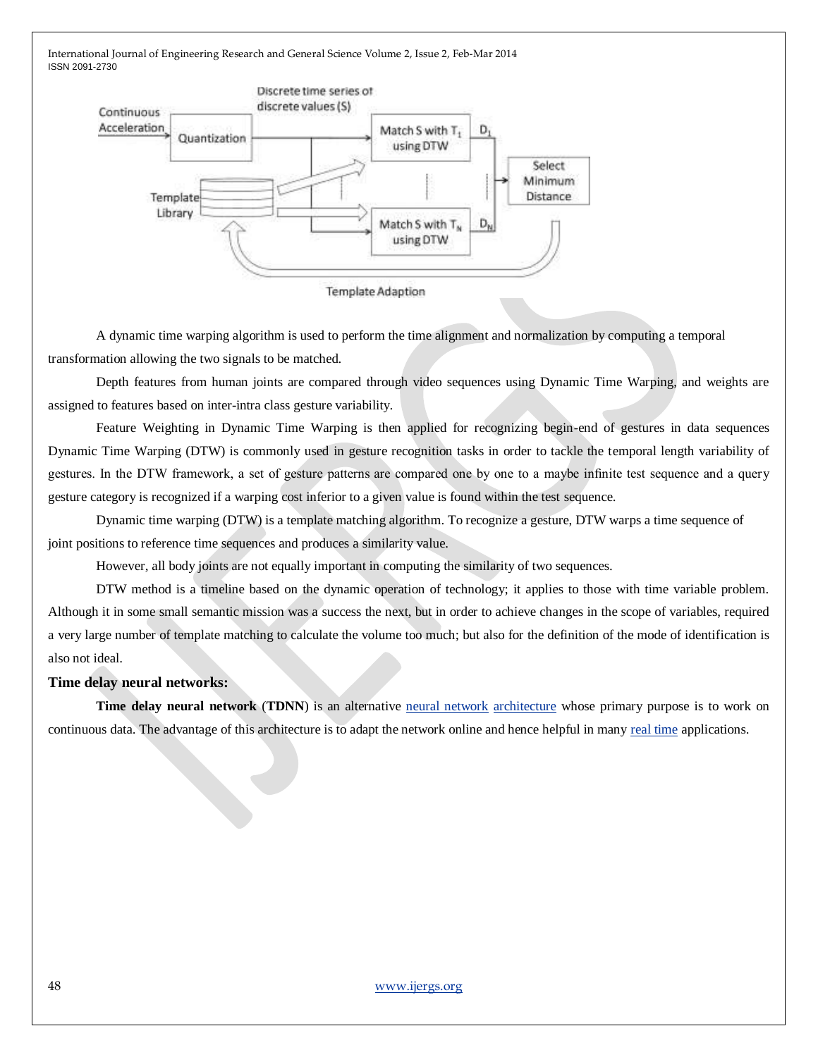A dynamic time warping algorithm is used to perform the time alignment and normalization by computing a temporal transformation allowing the two signals to be matched.

Depth features from human joints are compared through video sequences using Dynamic Time Warping, and weights are assigned to features based on inter-intra class gesture variability.

Feature Weighting in Dynamic Time Warping is then applied for recognizing begin-end of gestures in data sequences Dynamic Time Warping (DTW) is commonly used in gesture recognition tasks in order to tackle the temporal length variability of gestures. In the DTW framework, a set of gesture patterns are compared one by one to a maybe infinite test sequence and a query gesture category is recognized if a warping cost inferior to a given value is found within the test sequence.

Dynamic time warping (DTW) is a template matching algorithm. To recognize a gesture, DTW warps a time sequence of joint positions to reference time sequences and produces a similarity value.

However, all body joints are not equally important in computing the similarity of two sequences.

DTW method is a timeline based on the dynamic operation of technology; it applies to those with time variable problem. Although it in some small semantic mission was a success the next, but in order to achieve changes in the scope of variables, required a very large number of template matching to calculate the volume too much; but also for the definition of the mode of identification is also not ideal.

### Time delay neural networks:

**Time delay neural network** (**TDNN**) is an alternative neural network architecture whose primary purpose is to work on continuous data. The advantage of this architecture is to adapt the network online and hence helpful in many real time applications.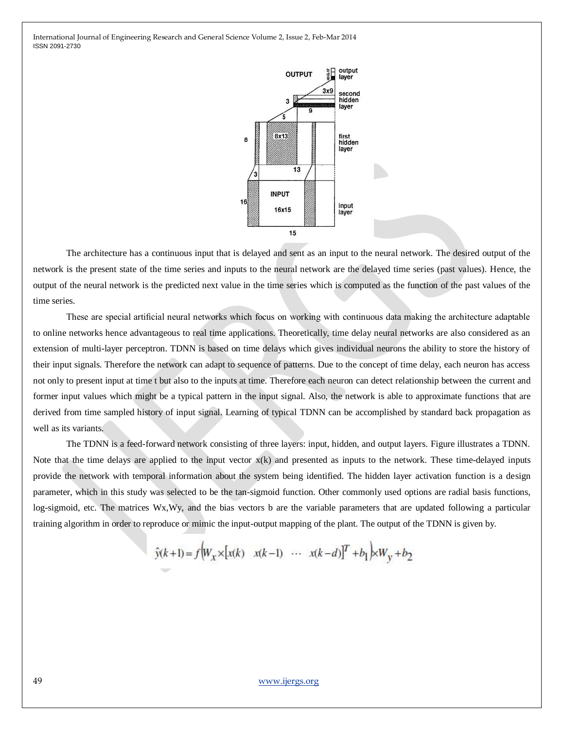The architecture has a continuous input that is delayed and sent as an input to the neural network. The desired output of the network is the present state of the time series and inputs to the neural network are the delayed time series (past values). Hence, the output of the neural network is the predicted next value in the time series which is computed as the function of the past values of the time series.

These are special artificial neural networks which focus on working with continuous data making the architecture adaptable to online networks hence advantageous to real time applications. Theoretically, time delay neural networks are also considered as an extension of multi-layer perceptron. TDNN is based on time delays which gives individual neurons the ability to store the history of their input signals. Therefore the network can adapt to sequence of patterns. Due to the concept of time delay, each neuron has access not only to present input at time t but also to the inputs at time. Therefore each neuron can detect relationship between the current and former input values which might be a typical pattern in the input signal. Also, the network is able to approximate functions that are derived from time sampled history of input signal. Learning of typical TDNN can be accomplished by standard back propagation as well as its variants.

The TDNN is a feed-forward network consisting of three layers: input, hidden, and output layers. Figure illustrates a TDNN. Note that the time delays are applied to the input vector $x(k)$ and presented as inputs to the network. These time-delayed inputs provide the network with temporal information about the system being identified. The hidden layer activation function is a design parameter, which in this study was selected to be the tan-sigmoid function. Other commonly used options are radial basis functions, log-sigmoid, etc. The matrices $W_x$,$W_y$, and the bias vectors b are the variable parameters that are updated following a particular training algorithm in order to reproduce or mimic the input-output mapping of the plant. The output of the TDNN is given by.

$$\hat{y}(k+1) = f\left(W_x \times \left[x(k) \quad x(k-1) \quad \cdots \quad x(k-d)\right]^T + b_1\right) \times W_y + b_2$$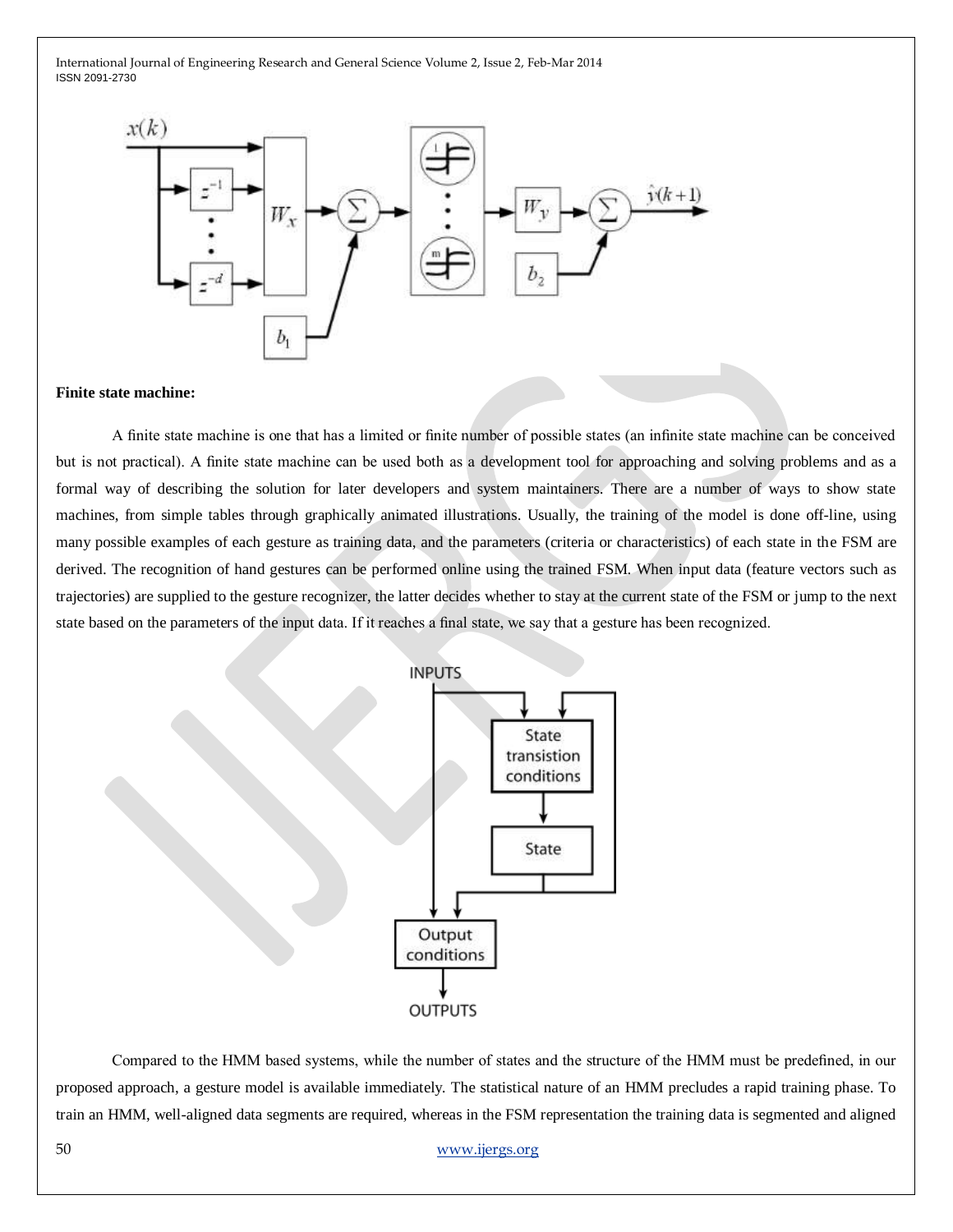**Finite state machine:**

A finite state machine is one that has a limited or finite number of possible states (an infinite state machine can be conceived but is not practical). A finite state machine can be used both as a development tool for approaching and solving problems and as a formal way of describing the solution for later developers and system maintainers. There are a number of ways to show state machines, from simple tables through graphically animated illustrations. Usually, the training of the model is done off-line, using many possible examples of each gesture as training data, and the parameters (criteria or characteristics) of each state in the FSM are derived. The recognition of hand gestures can be performed online using the trained FSM. When input data (feature vectors such as trajectories) are supplied to the gesture recognizer, the latter decides whether to stay at the current state of the FSM or jump to the next state based on the parameters of the input data. If it reaches a final state, we say that a gesture has been recognized.

Compared to the HMM based systems, while the number of states and the structure of the HMM must be predefined, in our proposed approach, a gesture model is available immediately. The statistical nature of an HMM precludes a rapid training phase. To train an HMM, well-aligned data segments are required, whereas in the FSM representation the training data is segmented and aligned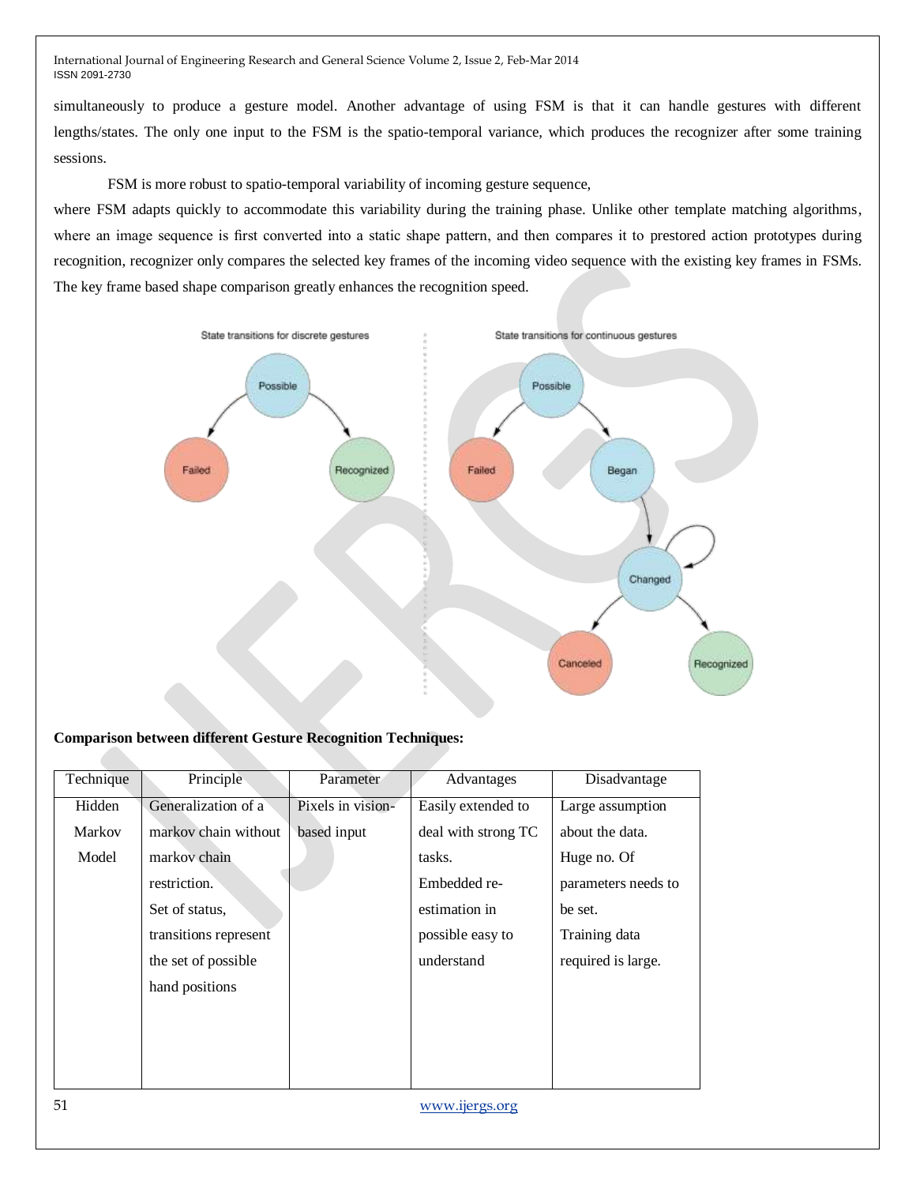simultaneously to produce a gesture model. Another advantage of using FSM is that it can handle gestures with different lengths/states. The only one input to the FSM is the spatio-temporal variance, which produces the recognizer after some training sessions.

FSM is more robust to spatio-temporal variability of incoming gesture sequence,

where FSM adapts quickly to accommodate this variability during the training phase. Unlike other template matching algorithms, where an image sequence is first converted into a static shape pattern, and then compares it to prestored action prototypes during recognition, recognizer only compares the selected key frames of the incoming video sequence with the existing key frames in FSMs. The key frame based shape comparison greatly enhances the recognition speed.

State transitions for discrete gestures

State transitions for continuous gestures

**Comparison between different Gesture Recognition Techniques:**

| Technique | Principle | Parameter | Advantages | Disadvantage |
|---|---|---|---|---|
| Hidden Markov Model | Generalization of a markov chain without markov chain restriction. Set of status, transitions represent the set of possible hand positions | Pixels in vision-based input | Easily extended to deal with strong TC tasks. Embedded re-estimation in possible easy to understand | Large assumption about the data. Huge no. Of parameters needs to be set. Training data required is large. |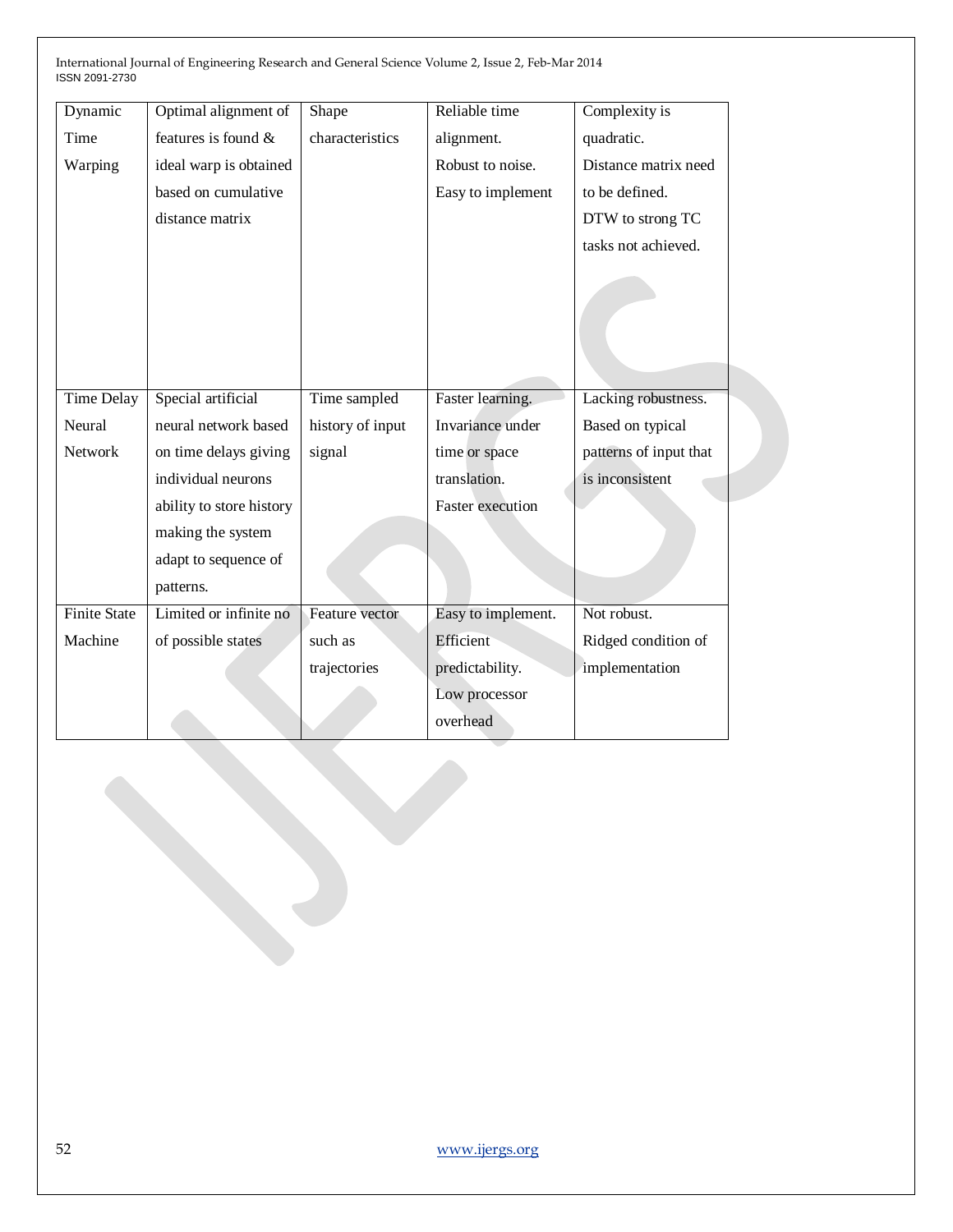| Dynamic Time Warping | Optimal alignment of features is found & ideal warp is obtained based on cumulative distance matrix | Shape characteristics | Reliable time alignment. Robust to noise. Easy to implement | Complexity is quadratic. Distance matrix need to be defined. DTW to strong TC tasks not achieved. |
|---|---|---|---|---|
| Time Delay Neural Network | Special artificial neural network based on time delays giving individual neurons ability to store history making the system adapt to sequence of patterns. | Time sampled history of input signal | Faster learning. Invariance under time or space translation. Faster execution | Lacking robustness. Based on typical patterns of input that is inconsistent |
| Finite State Machine | Limited or infinite no of possible states | Feature vector such as trajectories | Easy to implement. Efficient predictability. Low processor overhead | Not robust. Ridged condition of implementation |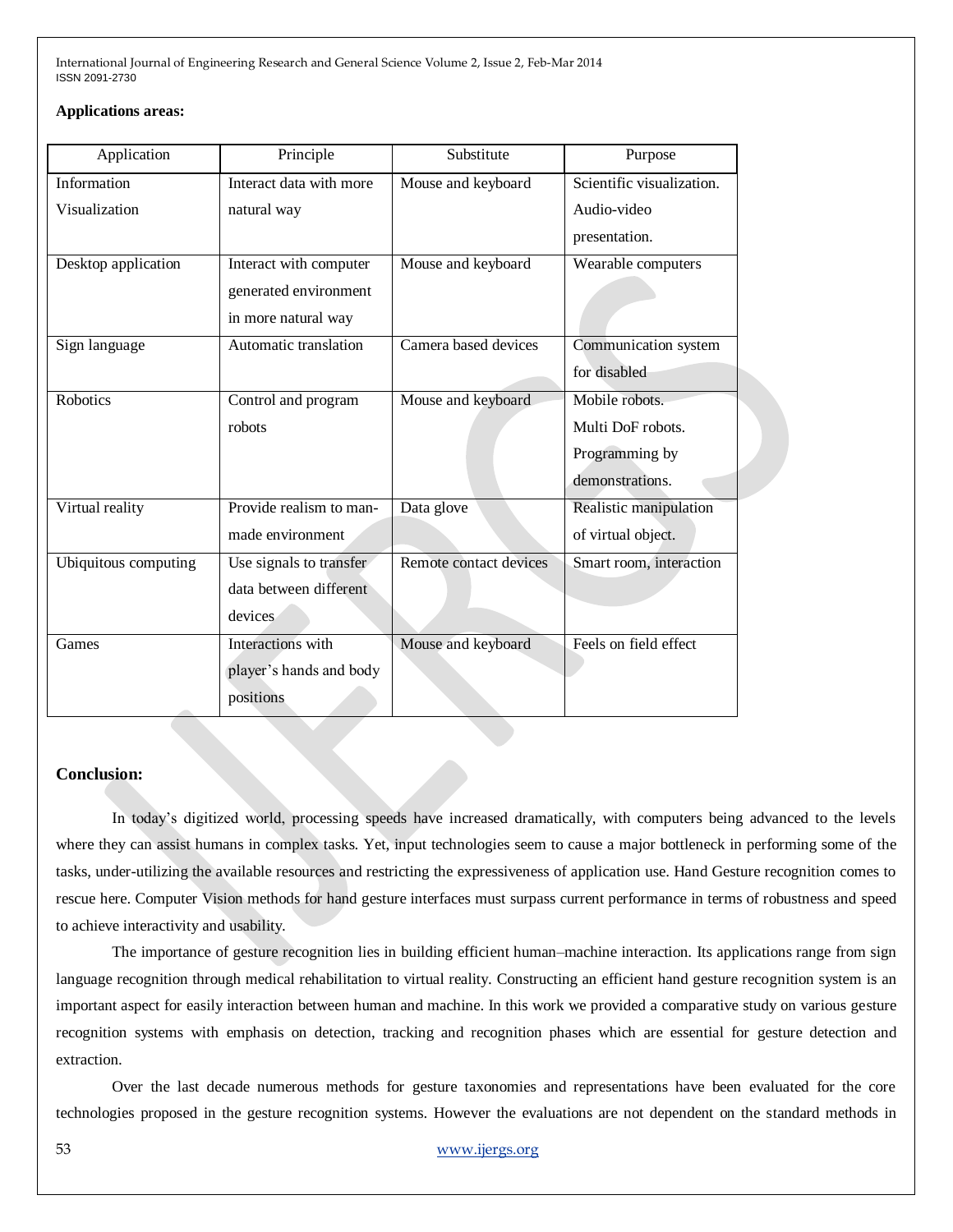**Applications areas:**

| Application | Principle | Substitute | Purpose |
|---|---|---|---|
| Information Visualization | Interact data with more natural way | Mouse and keyboard | Scientific visualization. Audio-video presentation. |
| Desktop application | Interact with computer generated environment in more natural way | Mouse and keyboard | Wearable computers |
| Sign language | Automatic translation | Camera based devices | Communication system for disabled |
| Robotics | Control and program robots | Mouse and keyboard | Mobile robots. Multi DoF robots. Programming by demonstrations. |
| Virtual reality | Provide realism to man-made environment | Data glove | Realistic manipulation of virtual object. |
| Ubiquitous computing | Use signals to transfer data between different devices | Remote contact devices | Smart room, interaction |
| Games | Interactions with player's hands and body positions | Mouse and keyboard | Feels on field effect |

**Conclusion:**

In today's digitized world, processing speeds have increased dramatically, with computers being advanced to the levels where they can assist humans in complex tasks. Yet, input technologies seem to cause a major bottleneck in performing some of the tasks, under-utilizing the available resources and restricting the expressiveness of application use. Hand Gesture recognition comes to rescue here. Computer Vision methods for hand gesture interfaces must surpass current performance in terms of robustness and speed to achieve interactivity and usability.

The importance of gesture recognition lies in building efficient human–machine interaction. Its applications range from sign language recognition through medical rehabilitation to virtual reality. Constructing an efficient hand gesture recognition system is an important aspect for easily interaction between human and machine. In this work we provided a comparative study on various gesture recognition systems with emphasis on detection, tracking and recognition phases which are essential for gesture detection and extraction.

Over the last decade numerous methods for gesture taxonomies and representations have been evaluated for the core technologies proposed in the gesture recognition systems. However the evaluations are not dependent on the standard methods in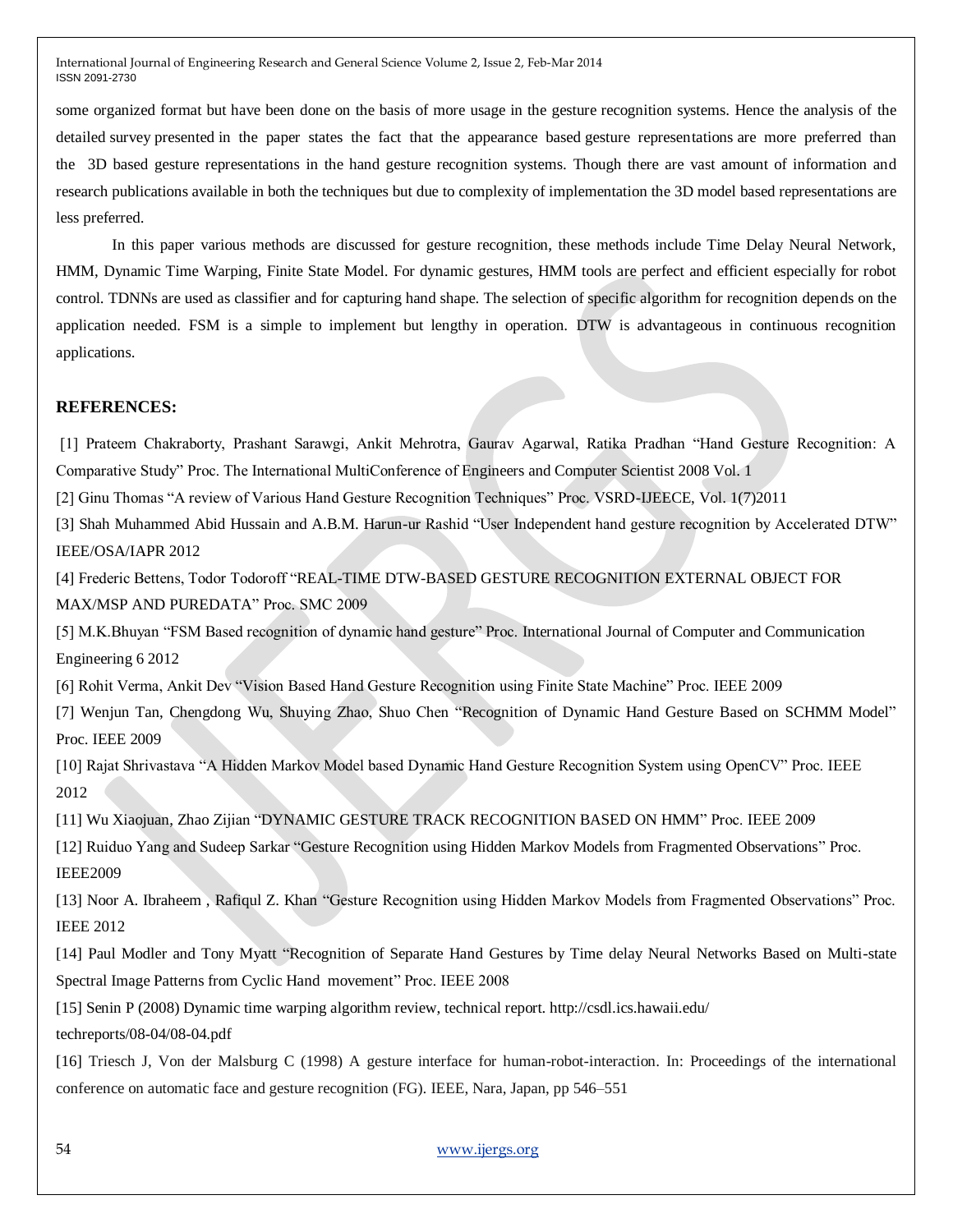some organized format but have been done on the basis of more usage in the gesture recognition systems. Hence the analysis of the detailed survey presented in the paper states the fact that the appearance based gesture representations are more preferred than the 3D based gesture representations in the hand gesture recognition systems. Though there are vast amount of information and research publications available in both the techniques but due to complexity of implementation the 3D model based representations are less preferred.

In this paper various methods are discussed for gesture recognition, these methods include Time Delay Neural Network, HMM, Dynamic Time Warping, Finite State Model. For dynamic gestures, HMM tools are perfect and efficient especially for robot control. TDNNs are used as classifier and for capturing hand shape. The selection of specific algorithm for recognition depends on the application needed. FSM is a simple to implement but lengthy in operation. DTW is advantageous in continuous recognition applications.

## REFERENCES:

[1] Prateem Chakraborty, Prashant Sarawgi, Ankit Mehrotra, Gaurav Agarwal, Ratika Pradhan "Hand Gesture Recognition: A Comparative Study" Proc. The International MultiConference of Engineers and Computer Scientist 2008 Vol. 1

[2] Ginu Thomas "A review of Various Hand Gesture Recognition Techniques" Proc. VSRD-IJEECE, Vol. 1(7)2011

[3] Shah Muhammed Abid Hussain and A.B.M. Harun-ur Rashid "User Independent hand gesture recognition by Accelerated DTW" IEEE/OSA/IAPR 2012

[4] Frederic Bettens, Todor Todoroff "REAL-TIME DTW-BASED GESTURE RECOGNITION EXTERNAL OBJECT FOR MAX/MSP AND PUREDATA" Proc. SMC 2009

[5] M.K.Bhuyan "FSM Based recognition of dynamic hand gesture" Proc. International Journal of Computer and Communication Engineering 6 2012

[6] Rohit Verma, Ankit Dev "Vision Based Hand Gesture Recognition using Finite State Machine" Proc. IEEE 2009

[7] Wenjun Tan, Chengdong Wu, Shuying Zhao, Shuo Chen "Recognition of Dynamic Hand Gesture Based on SCHMM Model" Proc. IEEE 2009

[10] Rajat Shrivastava "A Hidden Markov Model based Dynamic Hand Gesture Recognition System using OpenCV" Proc. IEEE 2012

[11] Wu Xiaojuan, Zhao Zijian "DYNAMIC GESTURE TRACK RECOGNITION BASED ON HMM" Proc. IEEE 2009

[12] Ruiduo Yang and Sudeep Sarkar "Gesture Recognition using Hidden Markov Models from Fragmented Observations" Proc. IEEE2009

[13] Noor A. Ibraheem , Rafiqul Z. Khan "Gesture Recognition using Hidden Markov Models from Fragmented Observations" Proc. IEEE 2012

[14] Paul Modler and Tony Myatt "Recognition of Separate Hand Gestures by Time delay Neural Networks Based on Multi-state Spectral Image Patterns from Cyclic Hand movement" Proc. IEEE 2008

[15] Senin P (2008) Dynamic time warping algorithm review, technical report. http://csdl.ics.hawaii.edu/techreports/08-04/08-04.pdf

[16] Triesch J, Von der Malsburg C (1998) A gesture interface for human-robot-interaction. In: Proceedings of the international conference on automatic face and gesture recognition (FG). IEEE, Nara, Japan, pp 546–551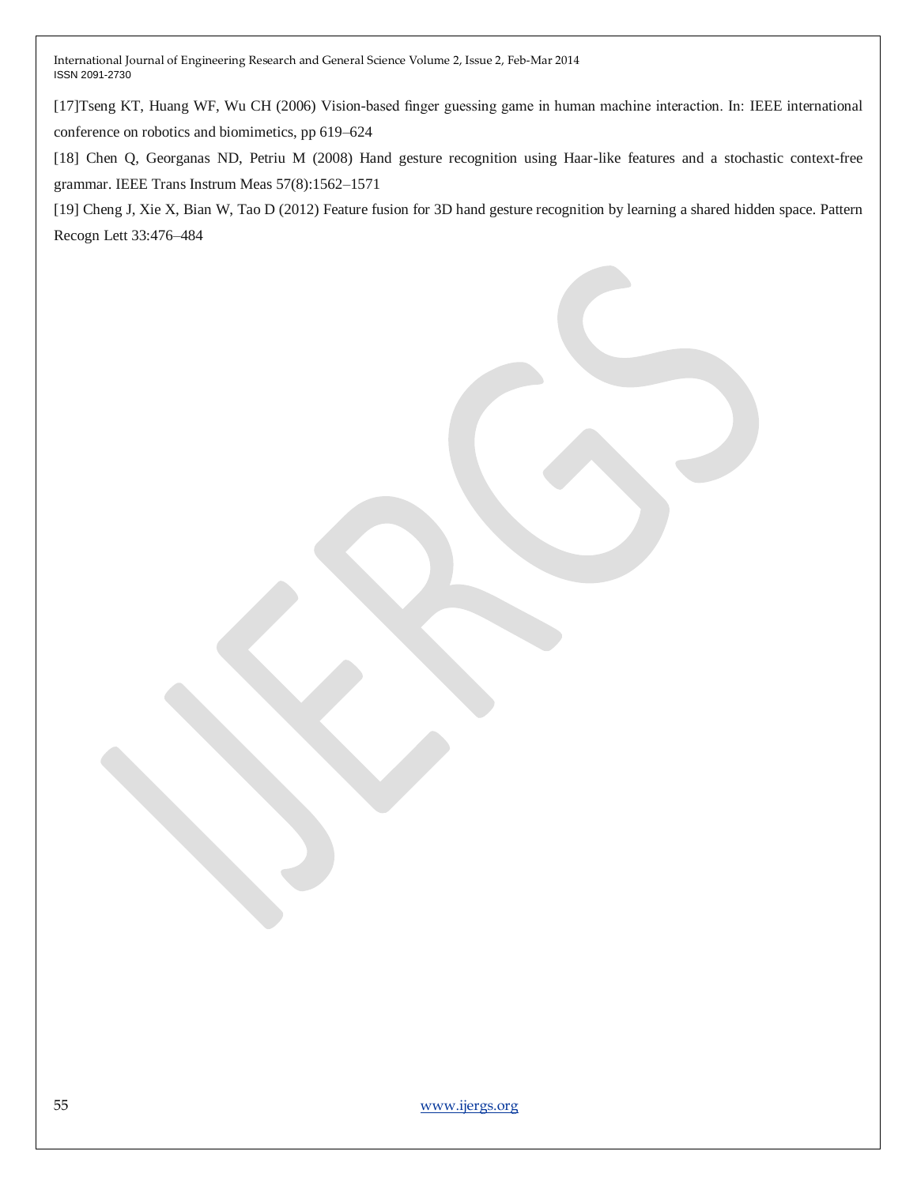[17]Tseng KT, Huang WF, Wu CH (2006) Vision-based finger guessing game in human machine interaction. In: IEEE international conference on robotics and biomimetics, pp 619–624

[18] Chen Q, Georganas ND, Petriu M (2008) Hand gesture recognition using Haar-like features and a stochastic context-free grammar. IEEE Trans Instrum Meas 57(8):1562–1571

[19] Cheng J, Xie X, Bian W, Tao D (2012) Feature fusion for 3D hand gesture recognition by learning a shared hidden space. Pattern Recogn Lett 33:476–484